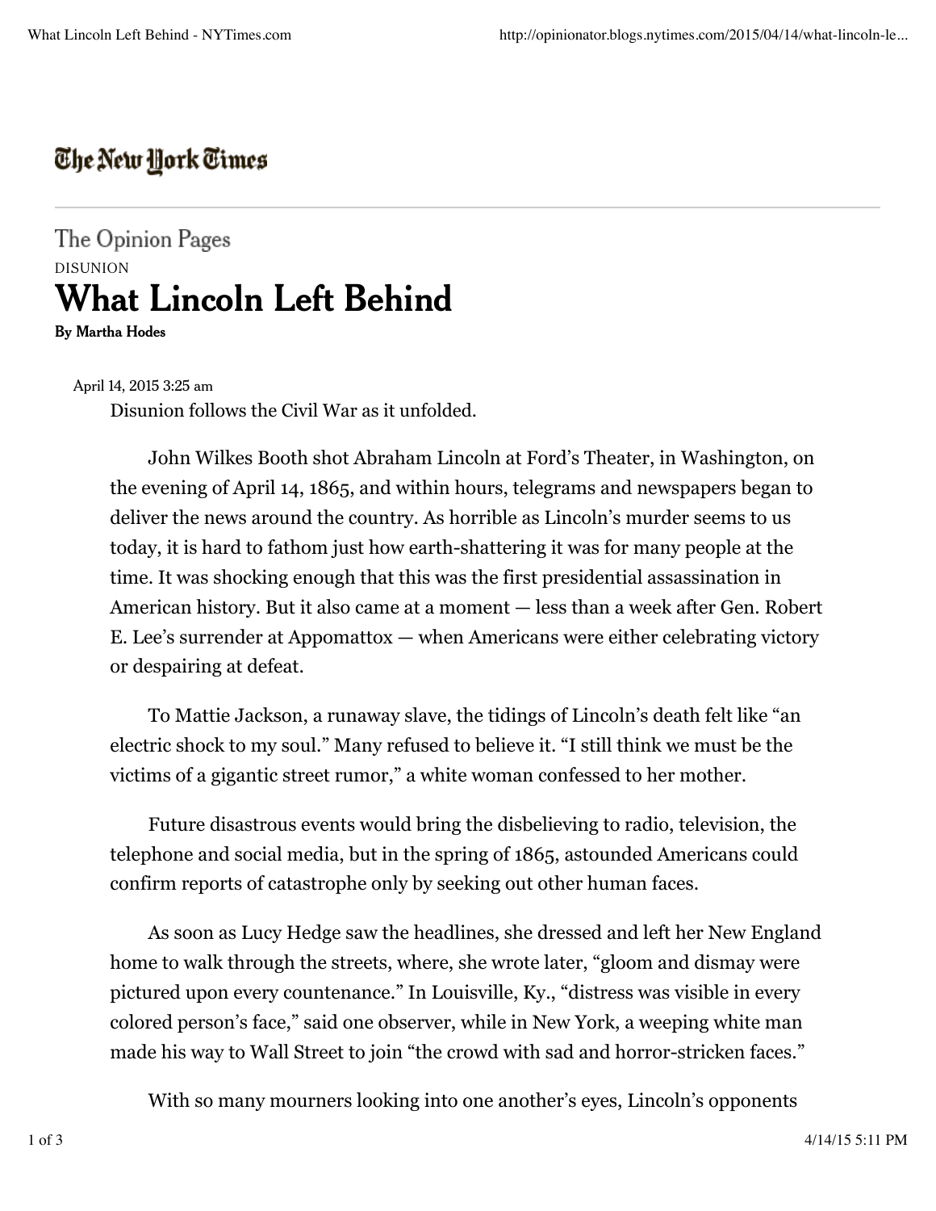The New York Times

The Opinion Pages

DISUNION

# What Lincoln Left Behind

**By Martha Hodes**

April 14, 2015 3:25 am

Disunion follows the Civil War as it unfolded.

John Wilkes Booth shot Abraham Lincoln at Ford's Theater, in Washington, on the evening of April 14, 1865, and within hours, telegrams and newspapers began to deliver the news around the country. As horrible as Lincoln's murder seems to us today, it is hard to fathom just how earth-shattering it was for many people at the time. It was shocking enough that this was the first presidential assassination in American history. But it also came at a moment — less than a week after Gen. Robert E. Lee's surrender at Appomattox — when Americans were either celebrating victory or despairing at defeat.

To Mattie Jackson, a runaway slave, the tidings of Lincoln's death felt like "an electric shock to my soul." Many refused to believe it. "I still think we must be the victims of a gigantic street rumor," a white woman confessed to her mother.

Future disastrous events would bring the disbelieving to radio, television, the telephone and social media, but in the spring of 1865, astounded Americans could confirm reports of catastrophe only by seeking out other human faces.

As soon as Lucy Hedge saw the headlines, she dressed and left her New England home to walk through the streets, where, she wrote later, "gloom and dismay were pictured upon every countenance." In Louisville, Ky., "distress was visible in every colored person's face," said one observer, while in New York, a weeping white man made his way to Wall Street to join "the crowd with sad and horror-stricken faces."

With so many mourners looking into one another's eyes, Lincoln's opponents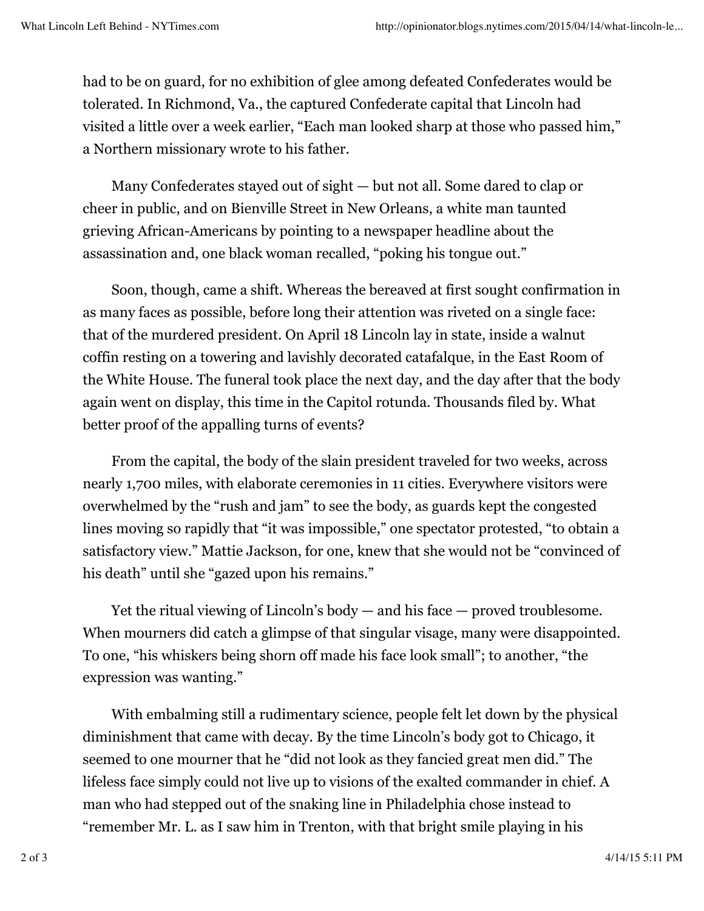had to be on guard, for no exhibition of glee among defeated Confederates would be tolerated. In Richmond, Va., the captured Confederate capital that Lincoln had visited a little over a week earlier, "Each man looked sharp at those who passed him," a Northern missionary wrote to his father.

Many Confederates stayed out of sight — but not all. Some dared to clap or cheer in public, and on Bienville Street in New Orleans, a white man taunted grieving African-Americans by pointing to a newspaper headline about the assassination and, one black woman recalled, "poking his tongue out."

Soon, though, came a shift. Whereas the bereaved at first sought confirmation in as many faces as possible, before long their attention was riveted on a single face: that of the murdered president. On April 18 Lincoln lay in state, inside a walnut coffin resting on a towering and lavishly decorated catafalque, in the East Room of the White House. The funeral took place the next day, and the day after that the body again went on display, this time in the Capitol rotunda. Thousands filed by. What better proof of the appalling turns of events?

From the capital, the body of the slain president traveled for two weeks, across nearly 1,700 miles, with elaborate ceremonies in 11 cities. Everywhere visitors were overwhelmed by the "rush and jam" to see the body, as guards kept the congested lines moving so rapidly that "it was impossible," one spectator protested, "to obtain a satisfactory view." Mattie Jackson, for one, knew that she would not be "convinced of his death" until she "gazed upon his remains."

Yet the ritual viewing of Lincoln's body — and his face — proved troublesome. When mourners did catch a glimpse of that singular visage, many were disappointed. To one, "his whiskers being shorn off made his face look small"; to another, "the expression was wanting."

With embalming still a rudimentary science, people felt let down by the physical diminishment that came with decay. By the time Lincoln's body got to Chicago, it seemed to one mourner that he "did not look as they fancied great men did." The lifeless face simply could not live up to visions of the exalted commander in chief. A man who had stepped out of the snaking line in Philadelphia chose instead to "remember Mr. L. as I saw him in Trenton, with that bright smile playing in his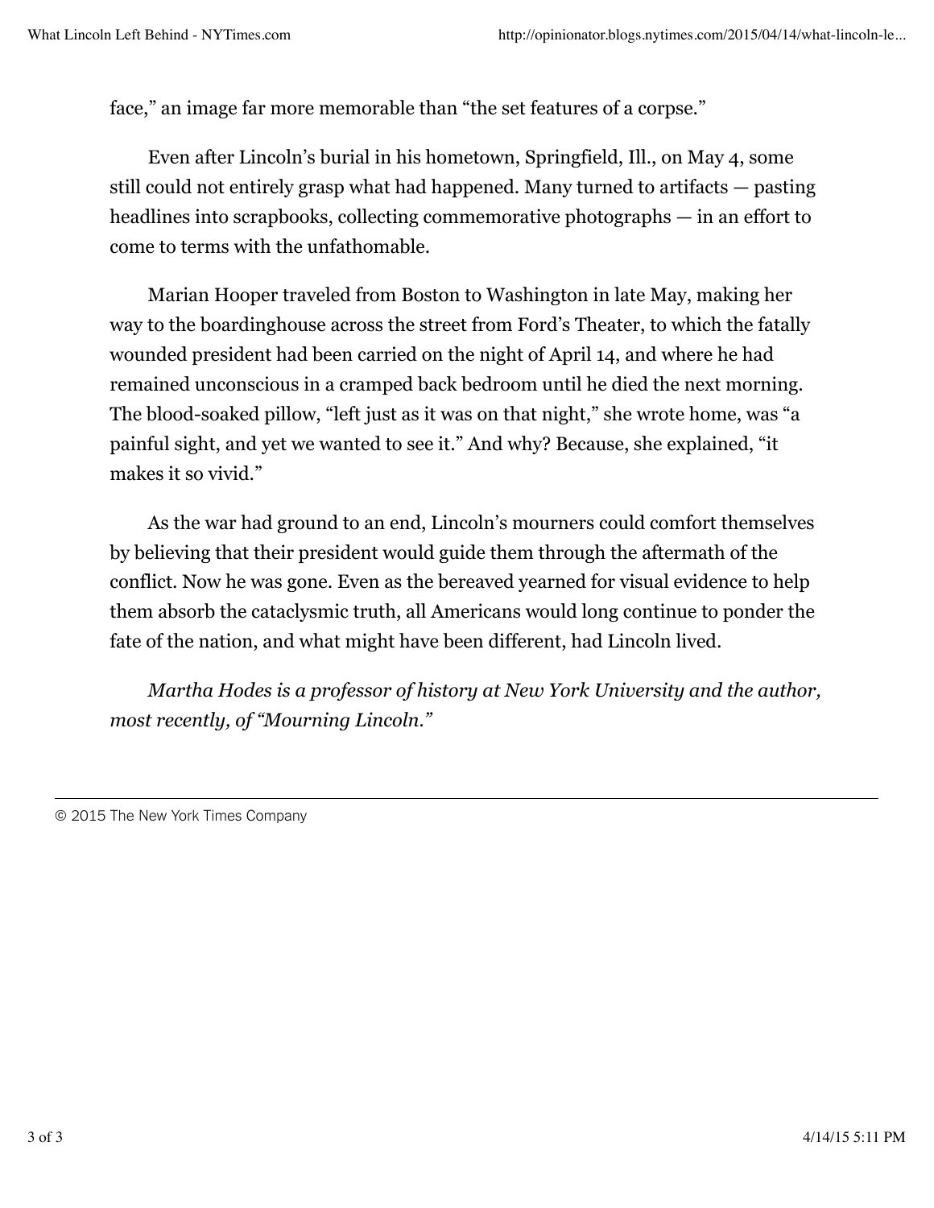face," an image far more memorable than "the set features of a corpse."

Even after Lincoln's burial in his hometown, Springfield, Ill., on May 4, some still could not entirely grasp what had happened. Many turned to artifacts — pasting headlines into scrapbooks, collecting commemorative photographs — in an effort to come to terms with the unfathomable.

Marian Hooper traveled from Boston to Washington in late May, making her way to the boardinghouse across the street from Ford's Theater, to which the fatally wounded president had been carried on the night of April 14, and where he had remained unconscious in a cramped back bedroom until he died the next morning. The blood-soaked pillow, "left just as it was on that night," she wrote home, was "a painful sight, and yet we wanted to see it." And why? Because, she explained, "it makes it so vivid."

As the war had ground to an end, Lincoln's mourners could comfort themselves by believing that their president would guide them through the aftermath of the conflict. Now he was gone. Even as the bereaved yearned for visual evidence to help them absorb the cataclysmic truth, all Americans would long continue to ponder the fate of the nation, and what might have been different, had Lincoln lived.

*Martha Hodes is a professor of history at New York University and the author, most recently, of "Mourning Lincoln."*

---

© 2015 The New York Times Company